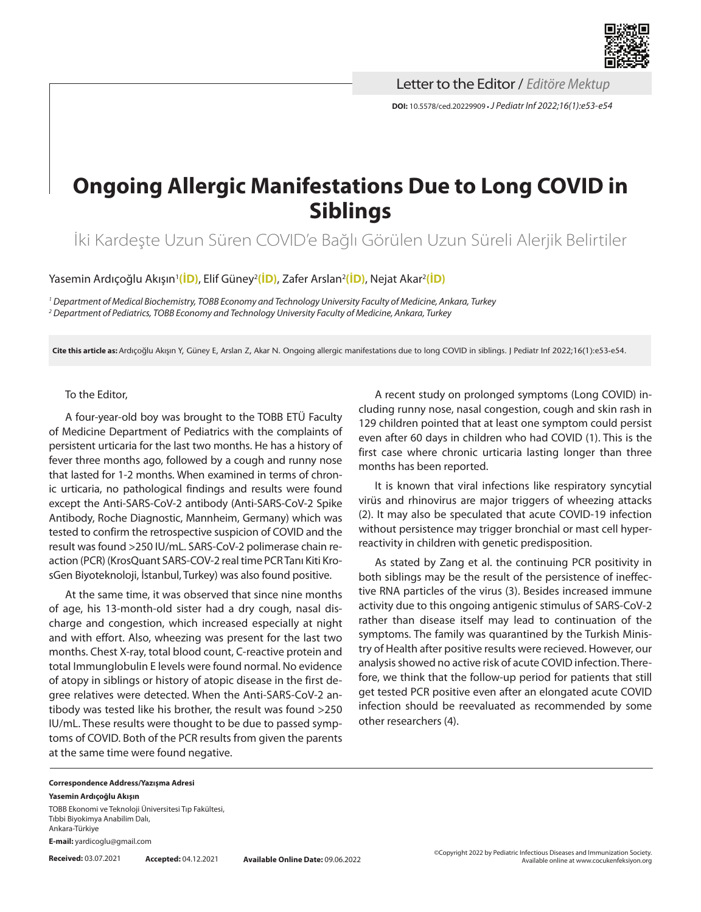Letter to the Editor / *Editöre Mektup*

**DOI:** 10.5578/ced.20229909 • *J Pediatr Inf 2022;16(1):e53-e54*

# Ongoing Allergic Manifestations Due to Long COVID in Siblings

## İki Kardeşte Uzun Süren COVID'e Bağlı Görülen Uzun Süreli Alerjik Belirtiler

Yasemin Ardıçoğlu Akışın[1](İD), Elif Güney[2](İD), Zafer Arslan[2](İD), Nejat Akar[2](İD)

*[1] Department of Medical Biochemistry, TOBB Economy and Technology University Faculty of Medicine, Ankara, Turkey*
*[2] Department of Pediatrics, TOBB Economy and Technology University Faculty of Medicine, Ankara, Turkey*

**Cite this article as:** Ardıçoğlu Akışın Y, Güney E, Arslan Z, Akar N. Ongoing allergic manifestations due to long COVID in siblings. J Pediatr Inf 2022;16(1):e53-e54.

To the Editor,

A four-year-old boy was brought to the TOBB ETÜ Faculty of Medicine Department of Pediatrics with the complaints of persistent urticaria for the last two months. He has a history of fever three months ago, followed by a cough and runny nose that lasted for 1-2 months. When examined in terms of chronic urticaria, no pathological findings and results were found except the Anti-SARS-CoV-2 antibody (Anti-SARS-CoV-2 Spike Antibody, Roche Diagnostic, Mannheim, Germany) which was tested to confirm the retrospective suspicion of COVID and the result was found >250 IU/mL. SARS-CoV-2 polimerase chain reaction (PCR) (KrosQuant SARS-COV-2 real time PCR Tanı Kiti KrosGen Biyoteknoloji, İstanbul, Turkey) was also found positive.

At the same time, it was observed that since nine months of age, his 13-month-old sister had a dry cough, nasal discharge and congestion, which increased especially at night and with effort. Also, wheezing was present for the last two months. Chest X-ray, total blood count, C-reactive protein and total Immunglobulin E levels were found normal. No evidence of atopy in siblings or history of atopic disease in the first degree relatives were detected. When the Anti-SARS-CoV-2 antibody was tested like his brother, the result was found >250 IU/mL. These results were thought to be due to passed symptoms of COVID. Both of the PCR results from given the parents at the same time were found negative.

A recent study on prolonged symptoms (Long COVID) including runny nose, nasal congestion, cough and skin rash in 129 children pointed that at least one symptom could persist even after 60 days in children who had COVID (1). This is the first case where chronic urticaria lasting longer than three months has been reported.

It is known that viral infections like respiratory syncytial virüs and rhinovirus are major triggers of wheezing attacks (2). It may also be speculated that acute COVID-19 infection without persistence may trigger bronchial or mast cell hyperreactivity in children with genetic predisposition.

As stated by Zang et al. the continuing PCR positivity in both siblings may be the result of the persistence of ineffective RNA particles of the virus (3). Besides increased immune activity due to this ongoing antigenic stimulus of SARS-CoV-2 rather than disease itself may lead to continuation of the symptoms. The family was quarantined by the Turkish Ministry of Health after positive results were recieved. However, our analysis showed no active risk of acute COVID infection. Therefore, we think that the follow-up period for patients that still get tested PCR positive even after an elongated acute COVID infection should be reevaluated as recommended by some other researchers (4).

**Correspondence Address/Yazışma Adresi**
**Yasemin Ardıçoğlu Akışın**
TOBB Ekonomi ve Teknoloji Üniversitesi Tıp Fakültesi,
Tıbbi Biyokimya Anabilim Dalı,
Ankara-Türkiye
**E-mail:** yardicoglu@gmail.com

**Received:** 03.07.2021 **Accepted:** 04.12.2021 **Available Online Date:** 09.06.2022

©Copyright 2022 by Pediatric Infectious Diseases and Immunization Society.
Available online at www.cocukenfeksiyon.org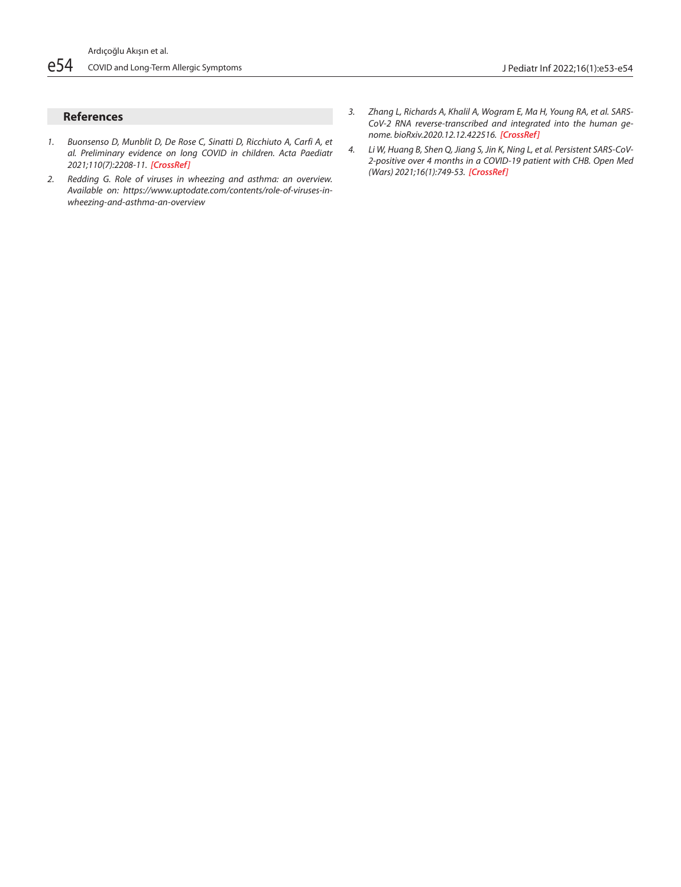## References

1. *Buonsenso D, Munblit D, De Rose C, Sinatti D, Ricchiuto A, Carfi A, et al. Preliminary evidence on long COVID in children. Acta Paediatr 2021;110(7):2208-11.* **[CrossRef]**
2. *Redding G. Role of viruses in wheezing and asthma: an overview. Available on: https://www.uptodate.com/contents/role-of-viruses-in-wheezing-and-asthma-an-overview*
3. *Zhang L, Richards A, Khalil A, Wogram E, Ma H, Young RA, et al. SARS-CoV-2 RNA reverse-transcribed and integrated into the human genome. bioRxiv.2020.12.12.422516.* **[CrossRef]**
4. *Li W, Huang B, Shen Q, Jiang S, Jin K, Ning L, et al. Persistent SARS-CoV-2-positive over 4 months in a COVID-19 patient with CHB. Open Med (Wars) 2021;16(1):749-53.* **[CrossRef]**